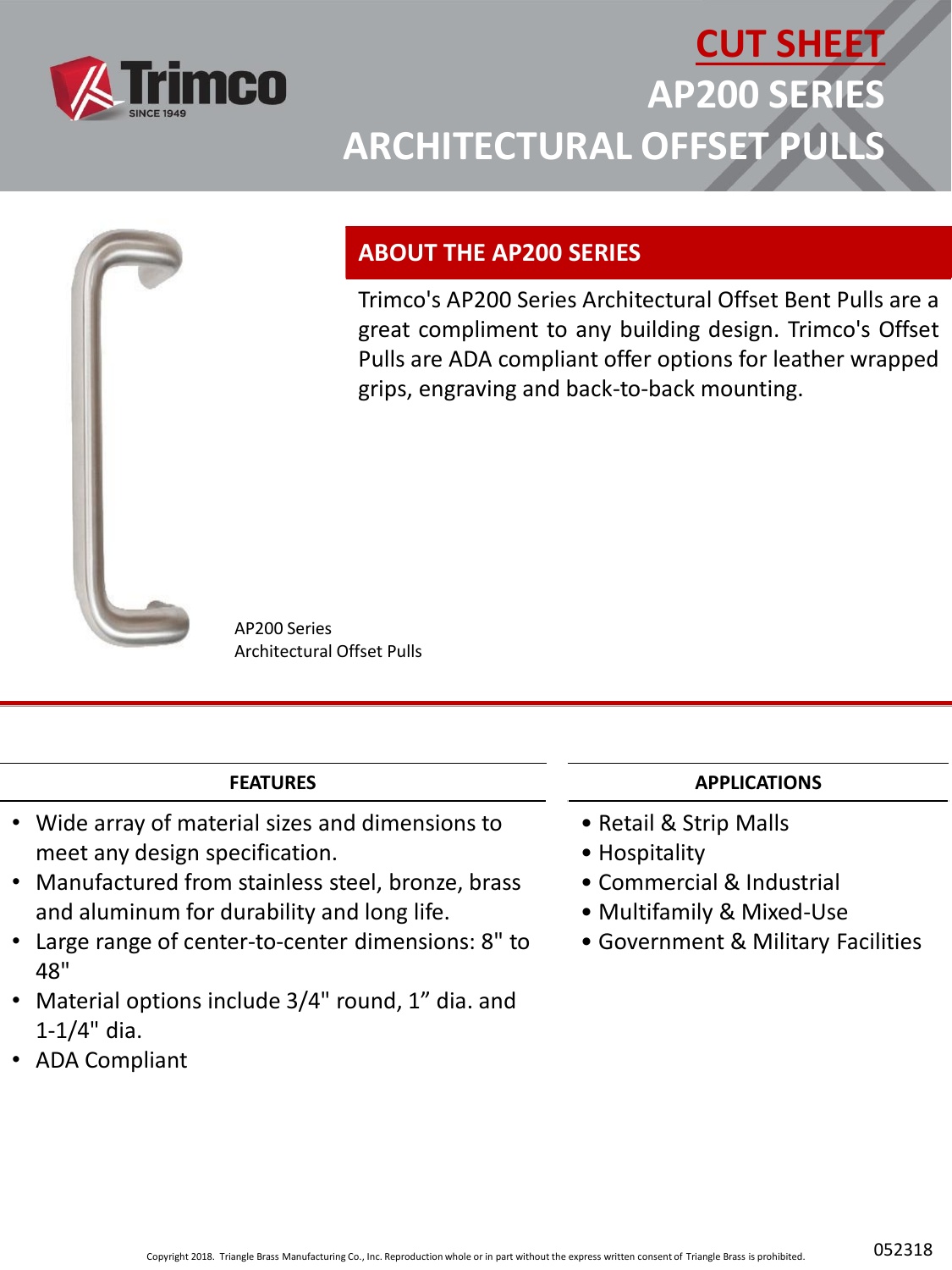# CUT SHEET

# AP200 SERIES

# ARCHITECTURAL OFFSET PULLS

## ABOUT THE AP200 SERIES

Trimco's AP200 Series Architectural Offset Bent Pulls are a great compliment to any building design. Trimco's Offset Pulls are ADA compliant offer options for leather wrapped grips, engraving and back-to-back mounting.

AP200 Series
Architectural Offset Pulls

### FEATURES

- Wide array of material sizes and dimensions to meet any design specification.
- Manufactured from stainless steel, bronze, brass and aluminum for durability and long life.
- Large range of center-to-center dimensions: 8" to 48"
- Material options include 3/4" round, 1" dia. and 1-1/4" dia.
- ADA Compliant

### APPLICATIONS

- Retail & Strip Malls
- Hospitality
- Commercial & Industrial
- Multifamily & Mixed-Use
- Government & Military Facilities

Copyright 2018. Triangle Brass Manufacturing Co., Inc. Reproduction whole or in part without the express written consent of Triangle Brass is prohibited.

052318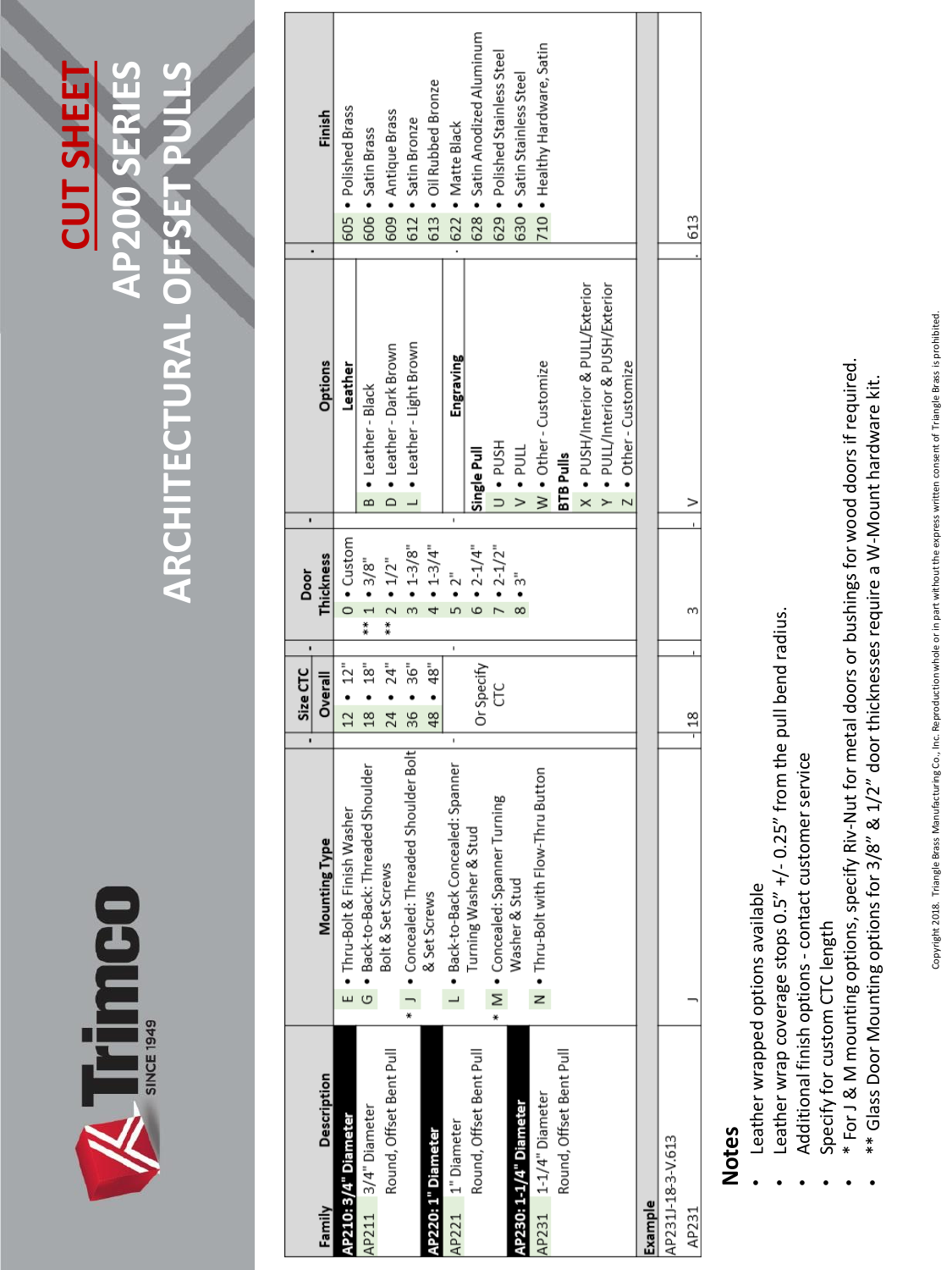# CUT SHEET

# AP200 SERIES

# ARCHITECTURAL OFFSET PULLS

Trimco SINCE 1949

| Family | Description | Mounting Type | Size CTC Overall | Door Thickness | Options | Finish |
|---|---|---|---|---|---|---|
| **AP210: 3/4" Diameter** | | E • Thru-Bolt & Finish Washer | 12 • 12" | 0 • Custom | **Leather** | 605 • Polished Brass |
| AP211 | 3/4" Diameter Round, Offset Bent Pull | G • Back-to-Back: Threaded Shoulder Bolt & Set Screws | 18 • 18" | ** 1 • 3/8" | B • Leather - Black | 606 • Satin Brass |
| | | * J • Concealed: Threaded Shoulder Bolt & Set Screws | 24 • 24" | ** 2 • 1/2" | D • Leather - Dark Brown | 609 • Antique Brass |
| **AP220: 1" Diameter** | | L • Back-to-Back Concealed: Spanner Turning Washer & Stud | 36 • 36" | 3 • 1-3/8" | L • Leather - Light Brown | 612 • Satin Bronze |
| AP221 | 1" Diameter Round, Offset Bent Pull | * M • Concealed: Spanner Turning Washer & Stud | 48 • 48" | 4 • 1-3/4" | **Engraving** | 613 • Oil Rubbed Bronze |
| **AP230: 1-1/4" Diameter** | | N • Thru-Bolt with Flow-Thru Button | Or Specify CTC | 5 • 2" | **Single Pull** | 622 • Matte Black |
| AP231 | 1-1/4" Diameter Round, Offset Bent Pull | | | 6 • 2-1/4" | U • PUSH | 628 • Satin Anodized Aluminum |
| | | | | 7 • 2-1/2" | V • PULL | 629 • Polished Stainless Steel |
| | | | | 8 • 3" | W • Other - Customize | 630 • Satin Stainless Steel |
| | | | | | **BTB Pulls** | 710 • Healthy Hardware, Satin |
| | | | | | X • PUSH/Interior & PULL/Exterior | |
| | | | | | Y • PULL/Interior & PUSH/Exterior | |
| | | | | | Z • Other - Customize | |
| **Example** | | | | | | |
| AP231J-18-3-V.613 | | | | | | |
| AP231 | | J | - 18 | - 3 | - V | . 613 |

## Notes

- Leather wrapped options available
- Leather wrap coverage stops 0.5" +/- 0.25" from the pull bend radius.
- Additional finish options - contact customer service
- Specify for custom CTC length
- * For J & M mounting options, specify Riv-Nut for metal doors or bushings for wood doors if required.
- ** Glass Door Mounting options for 3/8" & 1/2" door thicknesses require a W-Mount hardware kit.

Copyright 2018. Triangle Brass Manufacturing Co., Inc. Reproduction whole or in part without the express written consent of Triangle Brass is prohibited.